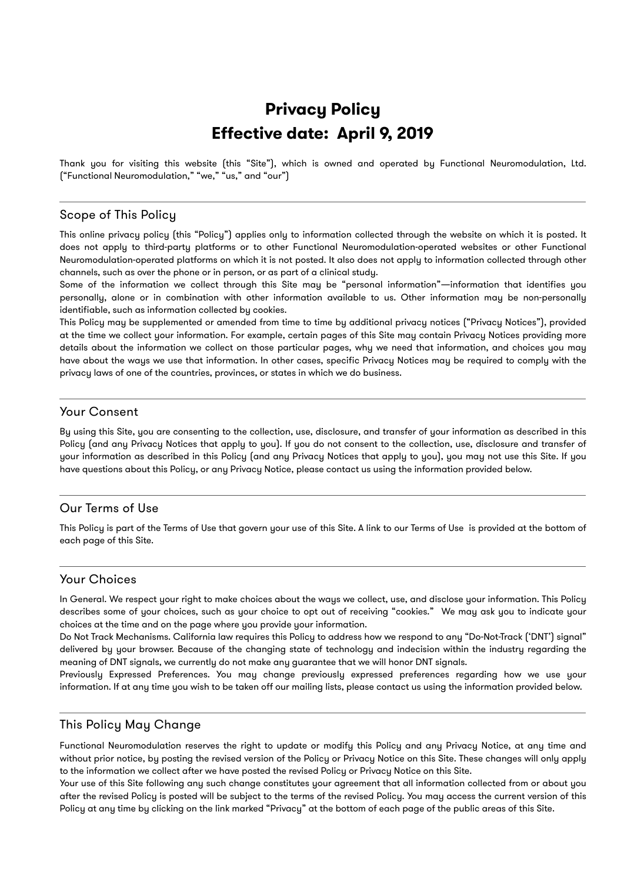# Privacy Policy
# Effective date: April 9, 2019

Thank you for visiting this website (this "Site"), which is owned and operated by Functional Neuromodulation, Ltd. ("Functional Neuromodulation," "we," "us," and "our")

---

## Scope of This Policy

This online privacy policy (this "Policy") applies only to information collected through the website on which it is posted. It does not apply to third-party platforms or to other Functional Neuromodulation-operated websites or other Functional Neuromodulation-operated platforms on which it is not posted. It also does not apply to information collected through other channels, such as over the phone or in person, or as part of a clinical study.

Some of the information we collect through this Site may be "personal information"—information that identifies you personally, alone or in combination with other information available to us. Other information may be non-personally identifiable, such as information collected by cookies.

This Policy may be supplemented or amended from time to time by additional privacy notices ("Privacy Notices"), provided at the time we collect your information. For example, certain pages of this Site may contain Privacy Notices providing more details about the information we collect on those particular pages, why we need that information, and choices you may have about the ways we use that information. In other cases, specific Privacy Notices may be required to comply with the privacy laws of one of the countries, provinces, or states in which we do business.

---

## Your Consent

By using this Site, you are consenting to the collection, use, disclosure, and transfer of your information as described in this Policy (and any Privacy Notices that apply to you). If you do not consent to the collection, use, disclosure and transfer of your information as described in this Policy (and any Privacy Notices that apply to you), you may not use this Site. If you have questions about this Policy, or any Privacy Notice, please contact us using the information provided below.

---

## Our Terms of Use

This Policy is part of the Terms of Use that govern your use of this Site. A link to our Terms of Use is provided at the bottom of each page of this Site.

---

## Your Choices

In General. We respect your right to make choices about the ways we collect, use, and disclose your information. This Policy describes some of your choices, such as your choice to opt out of receiving "cookies." We may ask you to indicate your choices at the time and on the page where you provide your information.

Do Not Track Mechanisms. California law requires this Policy to address how we respond to any "Do-Not-Track ('DNT') signal" delivered by your browser. Because of the changing state of technology and indecision within the industry regarding the meaning of DNT signals, we currently do not make any guarantee that we will honor DNT signals.

Previously Expressed Preferences. You may change previously expressed preferences regarding how we use your information. If at any time you wish to be taken off our mailing lists, please contact us using the information provided below.

---

## This Policy May Change

Functional Neuromodulation reserves the right to update or modify this Policy and any Privacy Notice, at any time and without prior notice, by posting the revised version of the Policy or Privacy Notice on this Site. These changes will only apply to the information we collect after we have posted the revised Policy or Privacy Notice on this Site.

Your use of this Site following any such change constitutes your agreement that all information collected from or about you after the revised Policy is posted will be subject to the terms of the revised Policy. You may access the current version of this Policy at any time by clicking on the link marked "Privacy" at the bottom of each page of the public areas of this Site.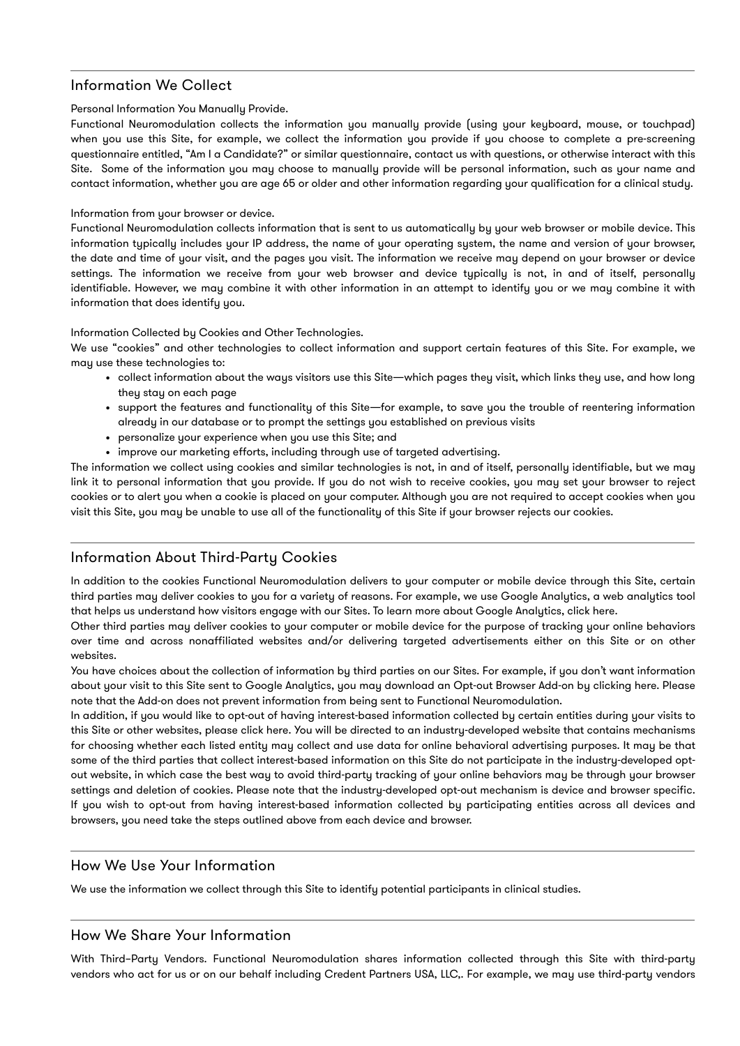## Information We Collect

Personal Information You Manually Provide.

Functional Neuromodulation collects the information you manually provide (using your keyboard, mouse, or touchpad) when you use this Site, for example, we collect the information you provide if you choose to complete a pre-screening questionnaire entitled, "Am I a Candidate?" or similar questionnaire, contact us with questions, or otherwise interact with this Site. Some of the information you may choose to manually provide will be personal information, such as your name and contact information, whether you are age 65 or older and other information regarding your qualification for a clinical study.

Information from your browser or device.

Functional Neuromodulation collects information that is sent to us automatically by your web browser or mobile device. This information typically includes your IP address, the name of your operating system, the name and version of your browser, the date and time of your visit, and the pages you visit. The information we receive may depend on your browser or device settings. The information we receive from your web browser and device typically is not, in and of itself, personally identifiable. However, we may combine it with other information in an attempt to identify you or we may combine it with information that does identify you.

Information Collected by Cookies and Other Technologies.

We use "cookies" and other technologies to collect information and support certain features of this Site. For example, we may use these technologies to:

- collect information about the ways visitors use this Site—which pages they visit, which links they use, and how long they stay on each page
- support the features and functionality of this Site—for example, to save you the trouble of reentering information already in our database or to prompt the settings you established on previous visits
- personalize your experience when you use this Site; and
- improve our marketing efforts, including through use of targeted advertising.

The information we collect using cookies and similar technologies is not, in and of itself, personally identifiable, but we may link it to personal information that you provide. If you do not wish to receive cookies, you may set your browser to reject cookies or to alert you when a cookie is placed on your computer. Although you are not required to accept cookies when you visit this Site, you may be unable to use all of the functionality of this Site if your browser rejects our cookies.

## Information About Third-Party Cookies

In addition to the cookies Functional Neuromodulation delivers to your computer or mobile device through this Site, certain third parties may deliver cookies to you for a variety of reasons. For example, we use Google Analytics, a web analytics tool that helps us understand how visitors engage with our Sites. To learn more about Google Analytics, click here.

Other third parties may deliver cookies to your computer or mobile device for the purpose of tracking your online behaviors over time and across nonaffiliated websites and/or delivering targeted advertisements either on this Site or on other websites.

You have choices about the collection of information by third parties on our Sites. For example, if you don't want information about your visit to this Site sent to Google Analytics, you may download an Opt-out Browser Add-on by clicking here. Please note that the Add-on does not prevent information from being sent to Functional Neuromodulation.

In addition, if you would like to opt-out of having interest-based information collected by certain entities during your visits to this Site or other websites, please click here. You will be directed to an industry-developed website that contains mechanisms for choosing whether each listed entity may collect and use data for online behavioral advertising purposes. It may be that some of the third parties that collect interest-based information on this Site do not participate in the industry-developed opt-out website, in which case the best way to avoid third-party tracking of your online behaviors may be through your browser settings and deletion of cookies. Please note that the industry-developed opt-out mechanism is device and browser specific. If you wish to opt-out from having interest-based information collected by participating entities across all devices and browsers, you need take the steps outlined above from each device and browser.

## How We Use Your Information

We use the information we collect through this Site to identify potential participants in clinical studies.

## How We Share Your Information

With Third–Party Vendors. Functional Neuromodulation shares information collected through this Site with third-party vendors who act for us or on our behalf including Credent Partners USA, LLC,. For example, we may use third-party vendors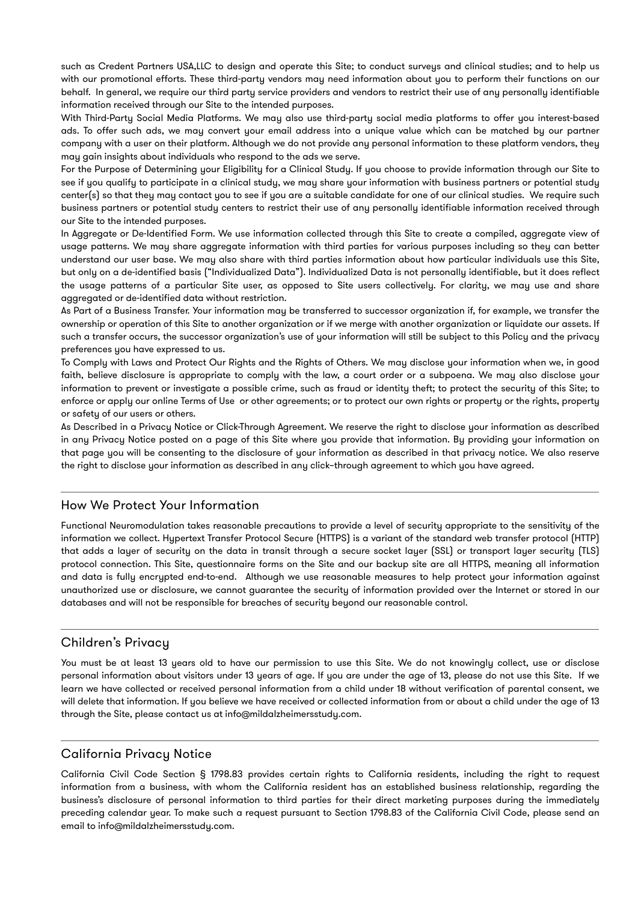such as Credent Partners USA,LLC to design and operate this Site; to conduct surveys and clinical studies; and to help us with our promotional efforts. These third-party vendors may need information about you to perform their functions on our behalf. In general, we require our third party service providers and vendors to restrict their use of any personally identifiable information received through our Site to the intended purposes.

With Third-Party Social Media Platforms. We may also use third-party social media platforms to offer you interest-based ads. To offer such ads, we may convert your email address into a unique value which can be matched by our partner company with a user on their platform. Although we do not provide any personal information to these platform vendors, they may gain insights about individuals who respond to the ads we serve.

For the Purpose of Determining your Eligibility for a Clinical Study. If you choose to provide information through our Site to see if you qualify to participate in a clinical study, we may share your information with business partners or potential study center(s) so that they may contact you to see if you are a suitable candidate for one of our clinical studies. We require such business partners or potential study centers to restrict their use of any personally identifiable information received through our Site to the intended purposes.

In Aggregate or De-Identified Form. We use information collected through this Site to create a compiled, aggregate view of usage patterns. We may share aggregate information with third parties for various purposes including so they can better understand our user base. We may also share with third parties information about how particular individuals use this Site, but only on a de-identified basis ("Individualized Data"). Individualized Data is not personally identifiable, but it does reflect the usage patterns of a particular Site user, as opposed to Site users collectively. For clarity, we may use and share aggregated or de-identified data without restriction.

As Part of a Business Transfer. Your information may be transferred to successor organization if, for example, we transfer the ownership or operation of this Site to another organization or if we merge with another organization or liquidate our assets. If such a transfer occurs, the successor organization's use of your information will still be subject to this Policy and the privacy preferences you have expressed to us.

To Comply with Laws and Protect Our Rights and the Rights of Others. We may disclose your information when we, in good faith, believe disclosure is appropriate to comply with the law, a court order or a subpoena. We may also disclose your information to prevent or investigate a possible crime, such as fraud or identity theft; to protect the security of this Site; to enforce or apply our online Terms of Use or other agreements; or to protect our own rights or property or the rights, property or safety of our users or others.

As Described in a Privacy Notice or Click-Through Agreement. We reserve the right to disclose your information as described in any Privacy Notice posted on a page of this Site where you provide that information. By providing your information on that page you will be consenting to the disclosure of your information as described in that privacy notice. We also reserve the right to disclose your information as described in any click–through agreement to which you have agreed.

## How We Protect Your Information

Functional Neuromodulation takes reasonable precautions to provide a level of security appropriate to the sensitivity of the information we collect. Hypertext Transfer Protocol Secure (HTTPS) is a variant of the standard web transfer protocol (HTTP) that adds a layer of security on the data in transit through a secure socket layer (SSL) or transport layer security (TLS) protocol connection. This Site, questionnaire forms on the Site and our backup site are all HTTPS, meaning all information and data is fully encrypted end-to-end. Although we use reasonable measures to help protect your information against unauthorized use or disclosure, we cannot guarantee the security of information provided over the Internet or stored in our databases and will not be responsible for breaches of security beyond our reasonable control.

## Children's Privacy

You must be at least 13 years old to have our permission to use this Site. We do not knowingly collect, use or disclose personal information about visitors under 13 years of age. If you are under the age of 13, please do not use this Site. If we learn we have collected or received personal information from a child under 18 without verification of parental consent, we will delete that information. If you believe we have received or collected information from or about a child under the age of 13 through the Site, please contact us at info@mildalzheimersstudy.com.

## California Privacy Notice

California Civil Code Section § 1798.83 provides certain rights to California residents, including the right to request information from a business, with whom the California resident has an established business relationship, regarding the business's disclosure of personal information to third parties for their direct marketing purposes during the immediately preceding calendar year. To make such a request pursuant to Section 1798.83 of the California Civil Code, please send an email to info@mildalzheimersstudy.com.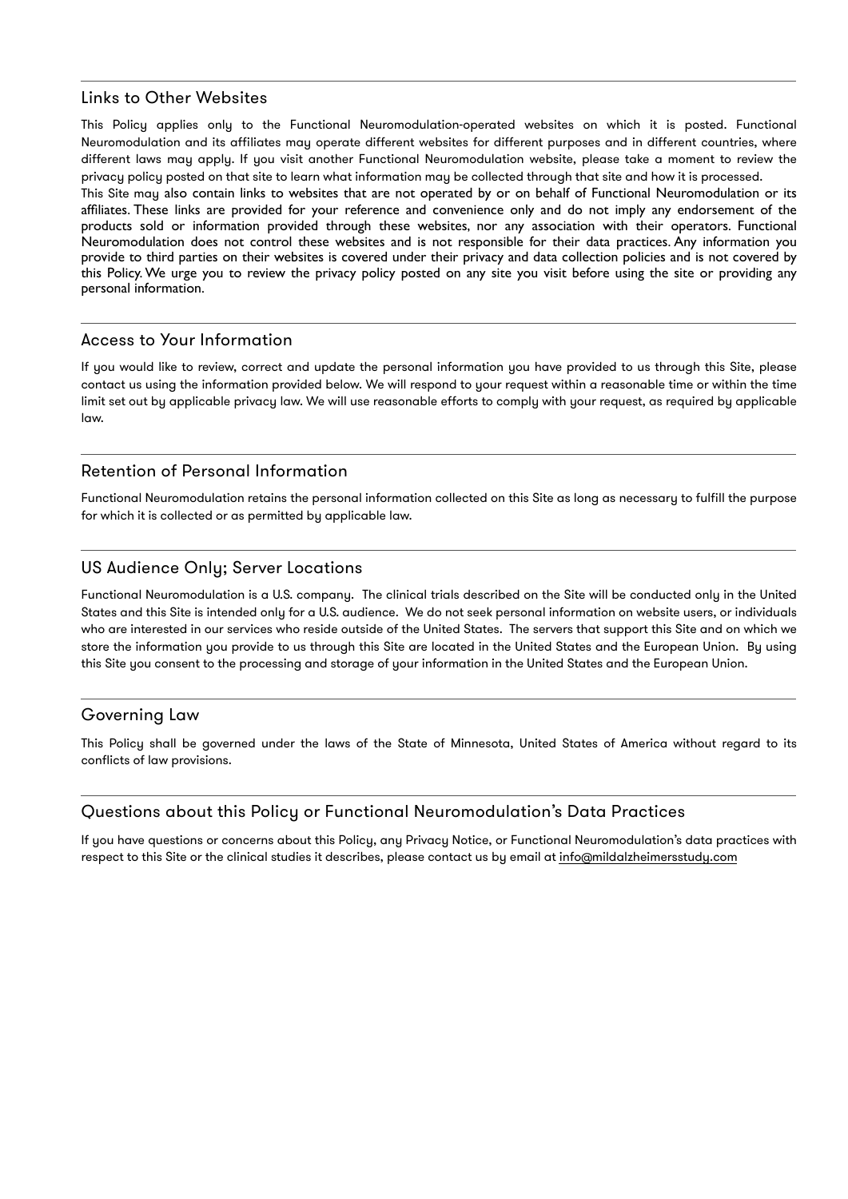## Links to Other Websites

This Policy applies only to the Functional Neuromodulation-operated websites on which it is posted. Functional Neuromodulation and its affiliates may operate different websites for different purposes and in different countries, where different laws may apply. If you visit another Functional Neuromodulation website, please take a moment to review the privacy policy posted on that site to learn what information may be collected through that site and how it is processed.

This Site may also contain links to websites that are not operated by or on behalf of Functional Neuromodulation or its affiliates. These links are provided for your reference and convenience only and do not imply any endorsement of the products sold or information provided through these websites, nor any association with their operators. Functional Neuromodulation does not control these websites and is not responsible for their data practices. Any information you provide to third parties on their websites is covered under their privacy and data collection policies and is not covered by this Policy. We urge you to review the privacy policy posted on any site you visit before using the site or providing any personal information.

## Access to Your Information

If you would like to review, correct and update the personal information you have provided to us through this Site, please contact us using the information provided below. We will respond to your request within a reasonable time or within the time limit set out by applicable privacy law. We will use reasonable efforts to comply with your request, as required by applicable law.

## Retention of Personal Information

Functional Neuromodulation retains the personal information collected on this Site as long as necessary to fulfill the purpose for which it is collected or as permitted by applicable law.

## US Audience Only; Server Locations

Functional Neuromodulation is a U.S. company. The clinical trials described on the Site will be conducted only in the United States and this Site is intended only for a U.S. audience. We do not seek personal information on website users, or individuals who are interested in our services who reside outside of the United States. The servers that support this Site and on which we store the information you provide to us through this Site are located in the United States and the European Union. By using this Site you consent to the processing and storage of your information in the United States and the European Union.

## Governing Law

This Policy shall be governed under the laws of the State of Minnesota, United States of America without regard to its conflicts of law provisions.

## Questions about this Policy or Functional Neuromodulation's Data Practices

If you have questions or concerns about this Policy, any Privacy Notice, or Functional Neuromodulation's data practices with respect to this Site or the clinical studies it describes, please contact us by email at info@mildalzheimersstudy.com